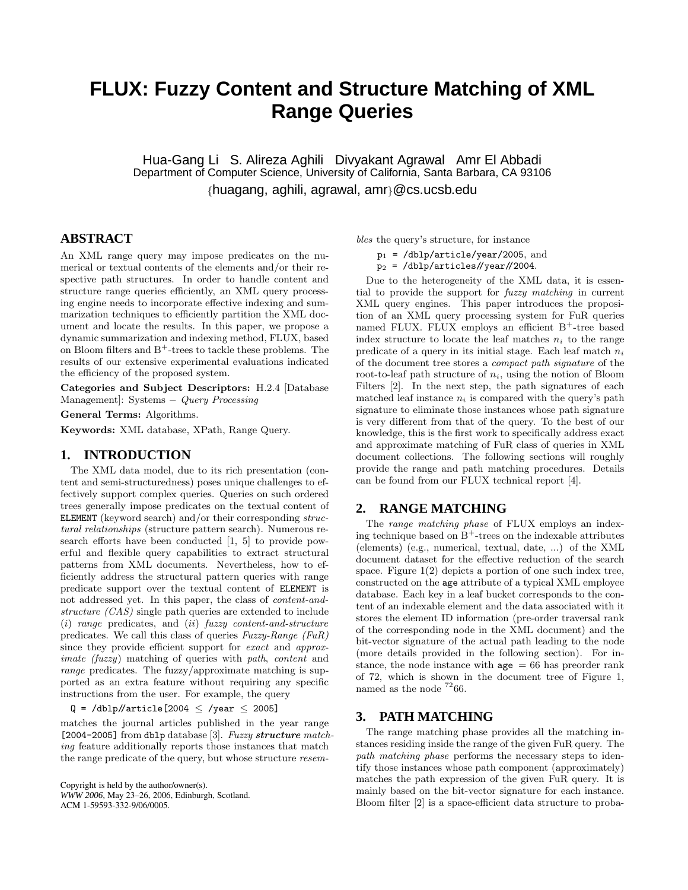# FLUX: Fuzzy Content and Structure Matching of XML Range Queries

Hua-Gang Li  S. Alireza Aghili  Divyakant Agrawal  Amr El Abbadi
Department of Computer Science, University of California, Santa Barbara, CA 93106
{huagang, aghili, agrawal, amr}@cs.ucsb.edu

## ABSTRACT

An XML range query may impose predicates on the numerical or textual contents of the elements and/or their respective path structures. In order to handle content and structure range queries efficiently, an XML query processing engine needs to incorporate effective indexing and summarization techniques to efficiently partition the XML document and locate the results. In this paper, we propose a dynamic summarization and indexing method, FLUX, based on Bloom filters and $B^+$-trees to tackle these problems. The results of our extensive experimental evaluations indicated the efficiency of the proposed system.

**Categories and Subject Descriptors:** H.2.4 [Database Management]: Systems − *Query Processing*

**General Terms:** Algorithms.

**Keywords:** XML database, XPath, Range Query.

## 1. INTRODUCTION

The XML data model, due to its rich presentation (content and semi-structuredness) poses unique challenges to effectively support complex queries. Queries on such ordered trees generally impose predicates on the textual content of ELEMENT (keyword search) and/or their corresponding *structural relationships* (structure pattern search). Numerous research efforts have been conducted [1, 5] to provide powerful and flexible query capabilities to extract structural patterns from XML documents. Nevertheless, how to efficiently address the structural pattern queries with range predicate support over the textual content of ELEMENT is not addressed yet. In this paper, the class of *content-and-structure (CAS)* single path queries are extended to include (*i*) *range* predicates, and (*ii*) *fuzzy content-and-structure* predicates. We call this class of queries *Fuzzy-Range (FuR)* since they provide efficient support for *exact* and *approximate (fuzzy)* matching of queries with *path*, *content* and *range* predicates. The fuzzy/approximate matching is supported as an extra feature without requiring any specific instructions from the user. For example, the query

Q = /dblp//article[2004 ≤ /year ≤ 2005]

matches the journal articles published in the year range [2004-2005] from dblp database [3]. *Fuzzy* ***structure*** *matching* feature additionally reports those instances that match the range predicate of the query, but whose structure *resembles* the query's structure, for instance

$p_1$ = /dblp/article/year/2005, and
$p_2$ = /dblp/articles//year//2004.

Due to the heterogeneity of the XML data, it is essential to provide the support for *fuzzy matching* in current XML query engines. This paper introduces the proposition of an XML query processing system for FuR queries named FLUX. FLUX employs an efficient $B^+$-tree based index structure to locate the leaf matches $n_i$ to the range predicate of a query in its initial stage. Each leaf match $n_i$ of the document tree stores a *compact path signature* of the root-to-leaf path structure of $n_i$, using the notion of Bloom Filters [2]. In the next step, the path signatures of each matched leaf instance $n_i$ is compared with the query's path signature to eliminate those instances whose path signature is very different from that of the query. To the best of our knowledge, this is the first work to specifically address exact and approximate matching of FuR class of queries in XML document collections. The following sections will roughly provide the range and path matching procedures. Details can be found from our FLUX technical report [4].

## 2. RANGE MATCHING

The *range matching phase* of FLUX employs an indexing technique based on $B^+$-trees on the indexable attributes (elements) (e.g., numerical, textual, date, ...) of the XML document dataset for the effective reduction of the search space. Figure 1(2) depicts a portion of one such index tree, constructed on the age attribute of a typical XML employee database. Each key in a leaf bucket corresponds to the content of an indexable element and the data associated with it stores the element ID information (pre-order traversal rank of the corresponding node in the XML document) and the bit-vector signature of the actual path leading to the node (more details provided in the following section). For instance, the node instance with age = 66 has preorder rank of 72, which is shown in the document tree of Figure 1, named as the node $^{72}66$.

## 3. PATH MATCHING

The range matching phase provides all the matching instances residing inside the range of the given FuR query. The *path matching phase* performs the necessary steps to identify those instances whose path component (approximately) matches the path expression of the given FuR query. It is mainly based on the bit-vector signature for each instance. Bloom filter [2] is a space-efficient data structure to proba-

Copyright is held by the author/owner(s).
*WWW 2006,* May 23–26, 2006, Edinburgh, Scotland.
ACM 1-59593-332-9/06/0005.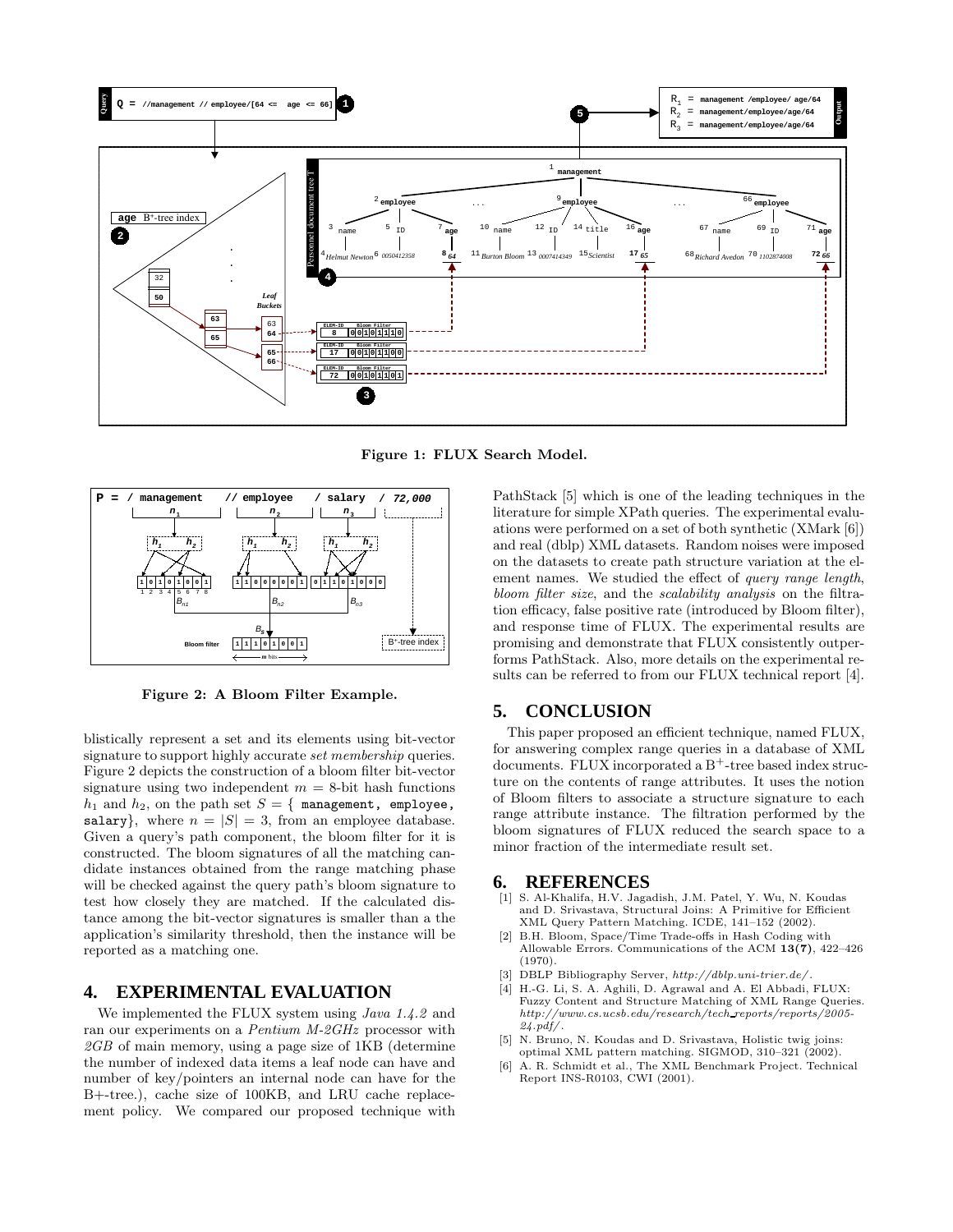Figure 1: FLUX Search Model.

Figure 2: A Bloom Filter Example.

blistically represent a set and its elements using bit-vector signature to support highly accurate *set membership* queries. Figure 2 depicts the construction of a bloom filter bit-vector signature using two independent $m$ = 8-bit hash functions $h_1$ and $h_2$, on the path set $S$ = { management, employee, salary}, where $n = |S| = 3$, from an employee database. Given a query's path component, the bloom filter for it is constructed. The bloom signatures of all the matching candidate instances obtained from the range matching phase will be checked against the query path's bloom signature to test how closely they are matched. If the calculated distance among the bit-vector signatures is smaller than a the application's similarity threshold, then the instance will be reported as a matching one.

# 4. EXPERIMENTAL EVALUATION

We implemented the FLUX system using *Java 1.4.2* and ran our experiments on a *Pentium M-2GHz* processor with *2GB* of main memory, using a page size of 1KB (determine the number of indexed data items a leaf node can have and number of key/pointers an internal node can have for the B+-tree.), cache size of 100KB, and LRU cache replacement policy. We compared our proposed technique with PathStack [5] which is one of the leading techniques in the literature for simple XPath queries. The experimental evaluations were performed on a set of both synthetic (XMark [6]) and real (dblp) XML datasets. Random noises were imposed on the datasets to create path structure variation at the element names. We studied the effect of *query range length*, *bloom filter size*, and the *scalability analysis* on the filtration efficacy, false positive rate (introduced by Bloom filter), and response time of FLUX. The experimental results are promising and demonstrate that FLUX consistently outperforms PathStack. Also, more details on the experimental results can be referred to from our FLUX technical report [4].

# 5. CONCLUSION

This paper proposed an efficient technique, named FLUX, for answering complex range queries in a database of XML documents. FLUX incorporated a $B^+$-tree based index structure on the contents of range attributes. It uses the notion of Bloom filters to associate a structure signature to each range attribute instance. The filtration performed by the bloom signatures of FLUX reduced the search space to a minor fraction of the intermediate result set.

# 6. REFERENCES

[1] S. Al-Khalifa, H.V. Jagadish, J.M. Patel, Y. Wu, N. Koudas and D. Srivastava, Structural Joins: A Primitive for Efficient XML Query Pattern Matching. ICDE, 141–152 (2002).

[2] B.H. Bloom, Space/Time Trade-offs in Hash Coding with Allowable Errors. Communications of the ACM **13(7)**, 422–426 (1970).

[3] DBLP Bibliography Server, *http://dblp.uni-trier.de/*.

[4] H.-G. Li, S. A. Aghili, D. Agrawal and A. El Abbadi, FLUX: Fuzzy Content and Structure Matching of XML Range Queries. *http://www.cs.ucsb.edu/research/tech_reports/reports/2005-24.pdf/*.

[5] N. Bruno, N. Koudas and D. Srivastava, Holistic twig joins: optimal XML pattern matching. SIGMOD, 310–321 (2002).

[6] A. R. Schmidt et al., The XML Benchmark Project. Technical Report INS-R0103, CWI (2001).